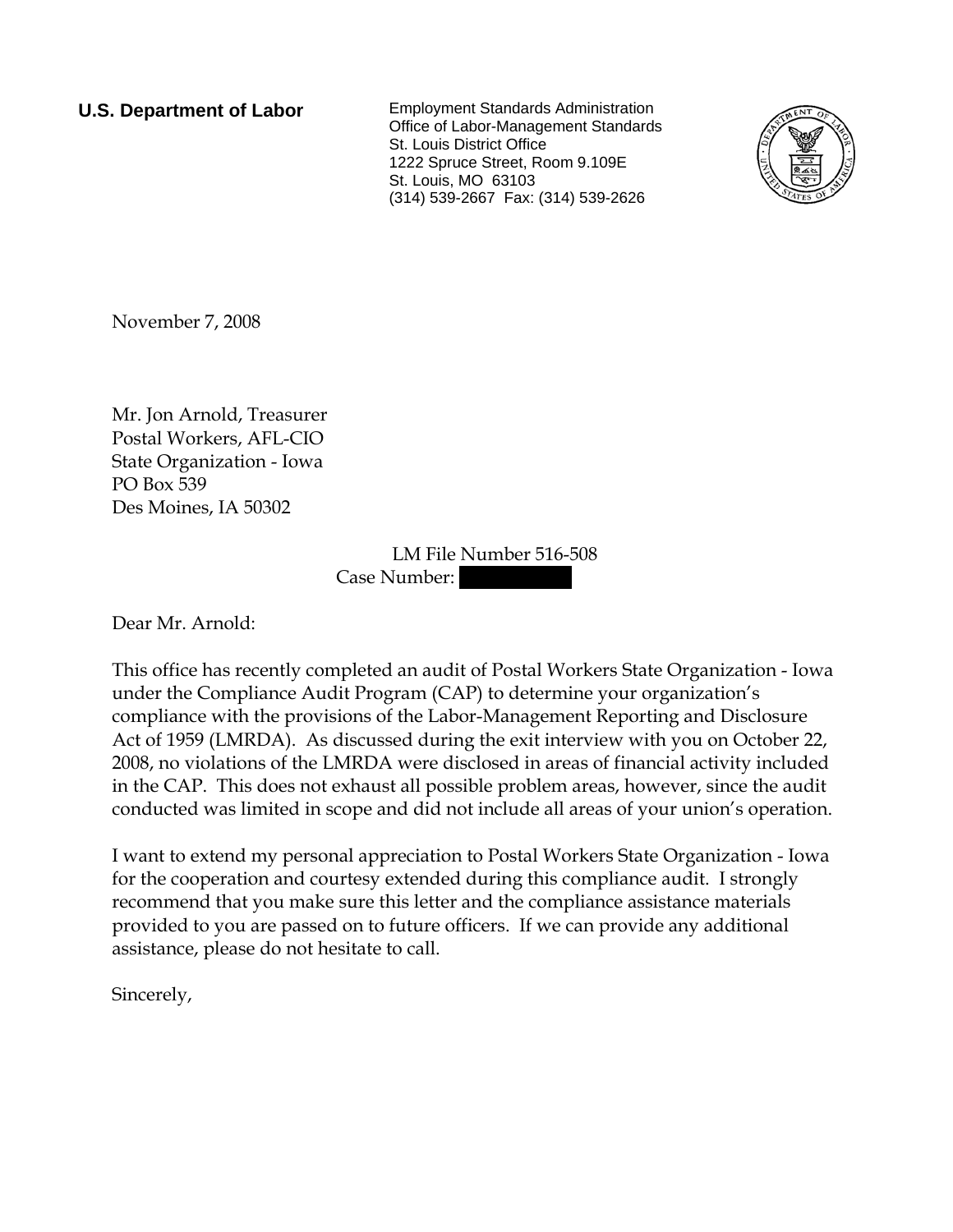**U.S. Department of Labor**

Employment Standards Administration
Office of Labor-Management Standards
St. Louis District Office
1222 Spruce Street, Room 9.109E
St. Louis, MO 63103
(314) 539-2667 Fax: (314) 539-2626

November 7, 2008

Mr. Jon Arnold, Treasurer
Postal Workers, AFL-CIO
State Organization - Iowa
PO Box 539
Des Moines, IA 50302

LM File Number 516-508
Case Number: 

Dear Mr. Arnold:

This office has recently completed an audit of Postal Workers State Organization - Iowa under the Compliance Audit Program (CAP) to determine your organization's compliance with the provisions of the Labor-Management Reporting and Disclosure Act of 1959 (LMRDA). As discussed during the exit interview with you on October 22, 2008, no violations of the LMRDA were disclosed in areas of financial activity included in the CAP. This does not exhaust all possible problem areas, however, since the audit conducted was limited in scope and did not include all areas of your union's operation.

I want to extend my personal appreciation to Postal Workers State Organization - Iowa for the cooperation and courtesy extended during this compliance audit. I strongly recommend that you make sure this letter and the compliance assistance materials provided to you are passed on to future officers. If we can provide any additional assistance, please do not hesitate to call.

Sincerely,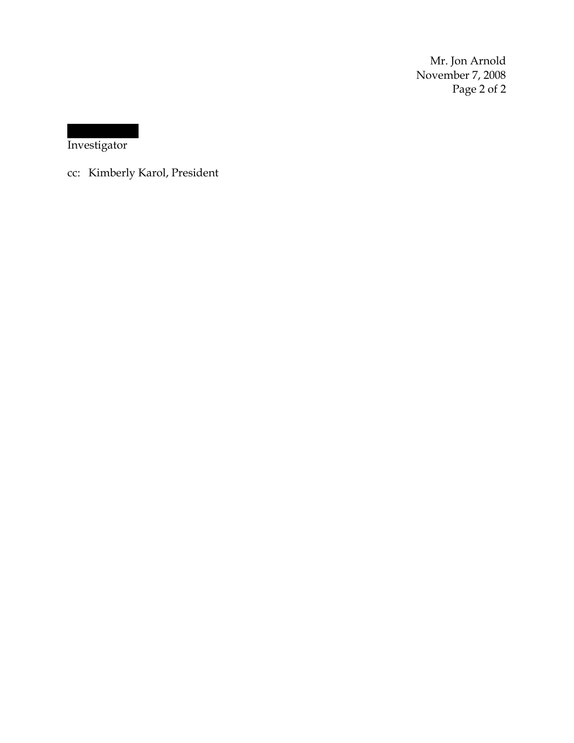Investigator

cc: Kimberly Karol, President